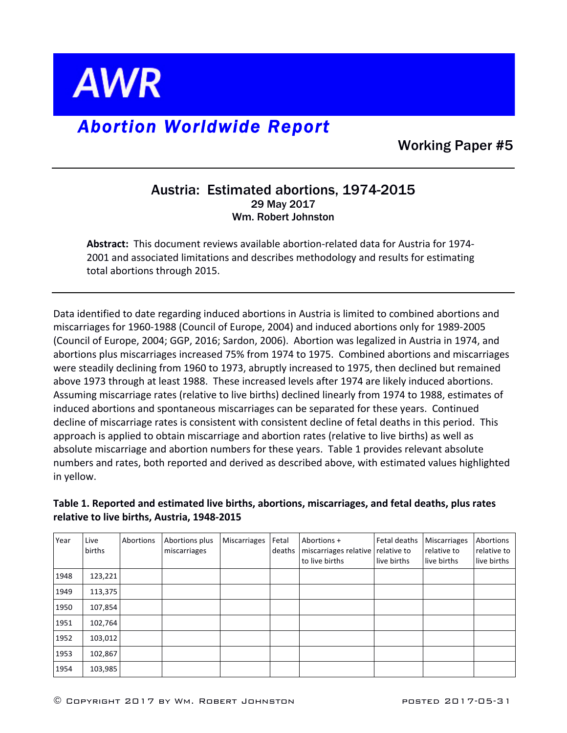# AWR

## *Abortion Worldwide Report*

Working Paper #5

---

## Austria: Estimated abortions, 1974-2015

29 May 2017

Wm. Robert Johnston

> **Abstract:** This document reviews available abortion-related data for Austria for 1974-2001 and associated limitations and describes methodology and results for estimating total abortions through 2015.

---

Data identified to date regarding induced abortions in Austria is limited to combined abortions and miscarriages for 1960-1988 (Council of Europe, 2004) and induced abortions only for 1989-2005 (Council of Europe, 2004; GGP, 2016; Sardon, 2006). Abortion was legalized in Austria in 1974, and abortions plus miscarriages increased 75% from 1974 to 1975. Combined abortions and miscarriages were steadily declining from 1960 to 1973, abruptly increased to 1975, then declined but remained above 1973 through at least 1988. These increased levels after 1974 are likely induced abortions. Assuming miscarriage rates (relative to live births) declined linearly from 1974 to 1988, estimates of induced abortions and spontaneous miscarriages can be separated for these years. Continued decline of miscarriage rates is consistent with consistent decline of fetal deaths in this period. This approach is applied to obtain miscarriage and abortion rates (relative to live births) as well as absolute miscarriage and abortion numbers for these years. Table 1 provides relevant absolute numbers and rates, both reported and derived as described above, with estimated values highlighted in yellow.

**Table 1. Reported and estimated live births, abortions, miscarriages, and fetal deaths, plus rates relative to live births, Austria, 1948-2015**

| Year | Live births | Abortions | Abortions plus miscarriages | Miscarriages | Fetal deaths | Abortions + miscarriages relative to live births | Fetal deaths relative to live births | Miscarriages relative to live births | Abortions relative to live births |
|---|---|---|---|---|---|---|---|---|---|
| 1948 | 123,221 | | | | | | | | |
| 1949 | 113,375 | | | | | | | | |
| 1950 | 107,854 | | | | | | | | |
| 1951 | 102,764 | | | | | | | | |
| 1952 | 103,012 | | | | | | | | |
| 1953 | 102,867 | | | | | | | | |
| 1954 | 103,985 | | | | | | | | |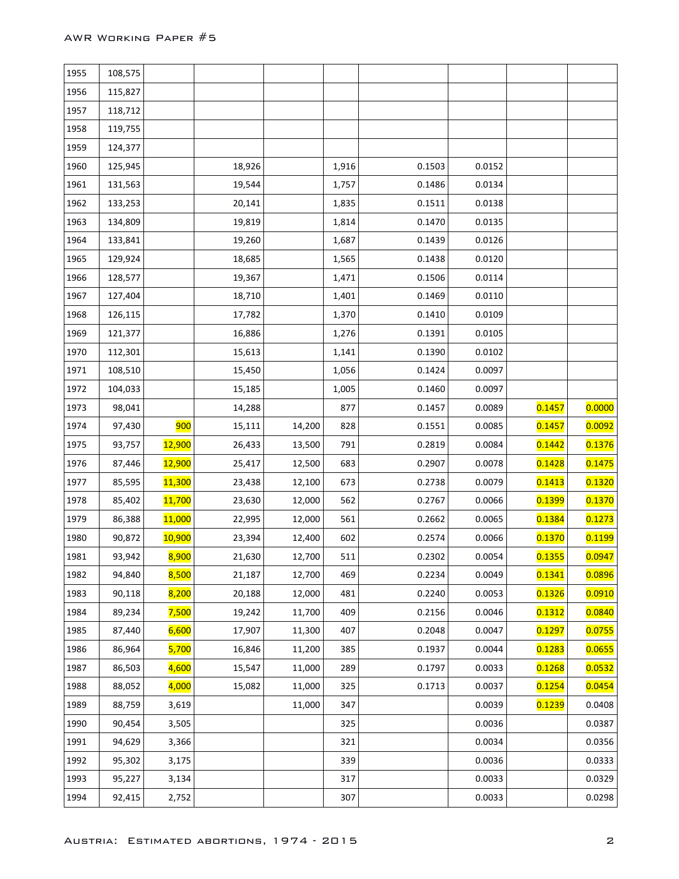| | | | | | | | | | |
|---|---|---|---|---|---|---|---|---|---|
| 1955 | 108,575 | | | | | | | | |
| 1956 | 115,827 | | | | | | | | |
| 1957 | 118,712 | | | | | | | | |
| 1958 | 119,755 | | | | | | | | |
| 1959 | 124,377 | | | | | | | | |
| 1960 | 125,945 | | 18,926 | | 1,916 | 0.1503 | 0.0152 | | |
| 1961 | 131,563 | | 19,544 | | 1,757 | 0.1486 | 0.0134 | | |
| 1962 | 133,253 | | 20,141 | | 1,835 | 0.1511 | 0.0138 | | |
| 1963 | 134,809 | | 19,819 | | 1,814 | 0.1470 | 0.0135 | | |
| 1964 | 133,841 | | 19,260 | | 1,687 | 0.1439 | 0.0126 | | |
| 1965 | 129,924 | | 18,685 | | 1,565 | 0.1438 | 0.0120 | | |
| 1966 | 128,577 | | 19,367 | | 1,471 | 0.1506 | 0.0114 | | |
| 1967 | 127,404 | | 18,710 | | 1,401 | 0.1469 | 0.0110 | | |
| 1968 | 126,115 | | 17,782 | | 1,370 | 0.1410 | 0.0109 | | |
| 1969 | 121,377 | | 16,886 | | 1,276 | 0.1391 | 0.0105 | | |
| 1970 | 112,301 | | 15,613 | | 1,141 | 0.1390 | 0.0102 | | |
| 1971 | 108,510 | | 15,450 | | 1,056 | 0.1424 | 0.0097 | | |
| 1972 | 104,033 | | 15,185 | | 1,005 | 0.1460 | 0.0097 | | |
| 1973 | 98,041 | | 14,288 | | 877 | 0.1457 | 0.0089 | 0.1457 | 0.0000 |
| 1974 | 97,430 | 900 | 15,111 | 14,200 | 828 | 0.1551 | 0.0085 | 0.1457 | 0.0092 |
| 1975 | 93,757 | 12,900 | 26,433 | 13,500 | 791 | 0.2819 | 0.0084 | 0.1442 | 0.1376 |
| 1976 | 87,446 | 12,900 | 25,417 | 12,500 | 683 | 0.2907 | 0.0078 | 0.1428 | 0.1475 |
| 1977 | 85,595 | 11,300 | 23,438 | 12,100 | 673 | 0.2738 | 0.0079 | 0.1413 | 0.1320 |
| 1978 | 85,402 | 11,700 | 23,630 | 12,000 | 562 | 0.2767 | 0.0066 | 0.1399 | 0.1370 |
| 1979 | 86,388 | 11,000 | 22,995 | 12,000 | 561 | 0.2662 | 0.0065 | 0.1384 | 0.1273 |
| 1980 | 90,872 | 10,900 | 23,394 | 12,400 | 602 | 0.2574 | 0.0066 | 0.1370 | 0.1199 |
| 1981 | 93,942 | 8,900 | 21,630 | 12,700 | 511 | 0.2302 | 0.0054 | 0.1355 | 0.0947 |
| 1982 | 94,840 | 8,500 | 21,187 | 12,700 | 469 | 0.2234 | 0.0049 | 0.1341 | 0.0896 |
| 1983 | 90,118 | 8,200 | 20,188 | 12,000 | 481 | 0.2240 | 0.0053 | 0.1326 | 0.0910 |
| 1984 | 89,234 | 7,500 | 19,242 | 11,700 | 409 | 0.2156 | 0.0046 | 0.1312 | 0.0840 |
| 1985 | 87,440 | 6,600 | 17,907 | 11,300 | 407 | 0.2048 | 0.0047 | 0.1297 | 0.0755 |
| 1986 | 86,964 | 5,700 | 16,846 | 11,200 | 385 | 0.1937 | 0.0044 | 0.1283 | 0.0655 |
| 1987 | 86,503 | 4,600 | 15,547 | 11,000 | 289 | 0.1797 | 0.0033 | 0.1268 | 0.0532 |
| 1988 | 88,052 | 4,000 | 15,082 | 11,000 | 325 | 0.1713 | 0.0037 | 0.1254 | 0.0454 |
| 1989 | 88,759 | 3,619 | | 11,000 | 347 | | 0.0039 | 0.1239 | 0.0408 |
| 1990 | 90,454 | 3,505 | | | 325 | | 0.0036 | | 0.0387 |
| 1991 | 94,629 | 3,366 | | | 321 | | 0.0034 | | 0.0356 |
| 1992 | 95,302 | 3,175 | | | 339 | | 0.0036 | | 0.0333 |
| 1993 | 95,227 | 3,134 | | | 317 | | 0.0033 | | 0.0329 |
| 1994 | 92,415 | 2,752 | | | 307 | | 0.0033 | | 0.0298 |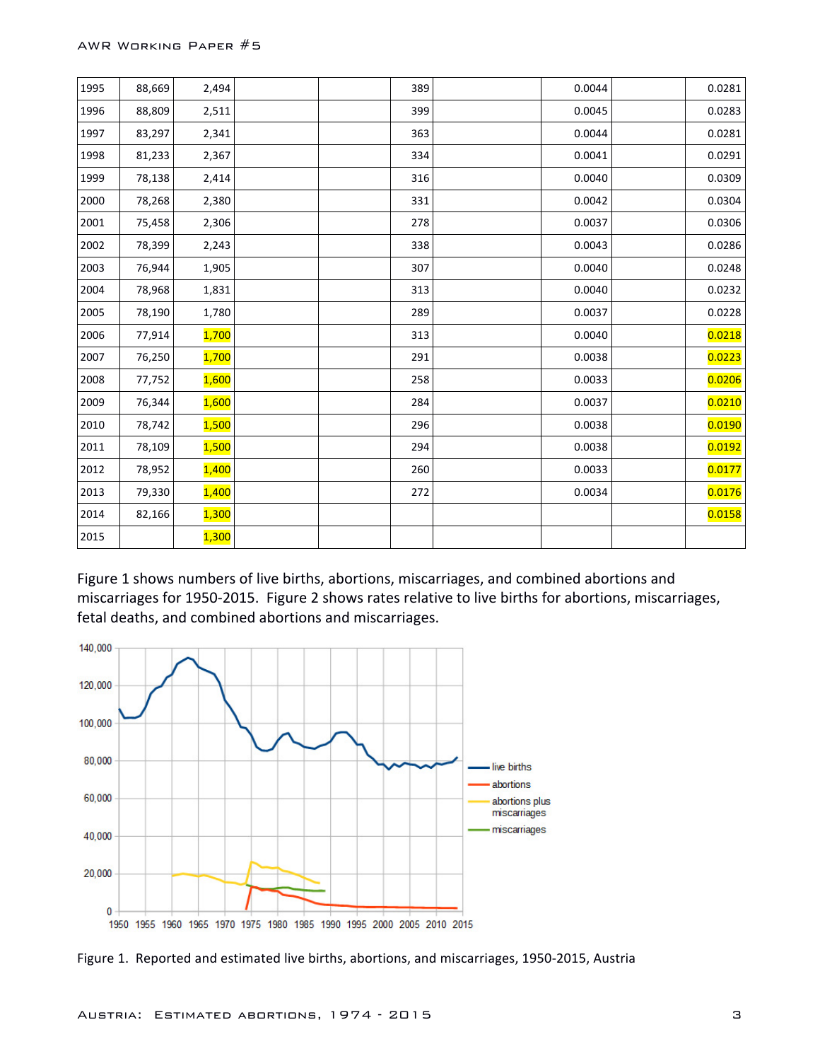| | | | | | | | | | |
|---|---|---|---|---|---|---|---|---|---|
| 1995 | 88,669 | 2,494 | | | 389 | | 0.0044 | | 0.0281 |
| 1996 | 88,809 | 2,511 | | | 399 | | 0.0045 | | 0.0283 |
| 1997 | 83,297 | 2,341 | | | 363 | | 0.0044 | | 0.0281 |
| 1998 | 81,233 | 2,367 | | | 334 | | 0.0041 | | 0.0291 |
| 1999 | 78,138 | 2,414 | | | 316 | | 0.0040 | | 0.0309 |
| 2000 | 78,268 | 2,380 | | | 331 | | 0.0042 | | 0.0304 |
| 2001 | 75,458 | 2,306 | | | 278 | | 0.0037 | | 0.0306 |
| 2002 | 78,399 | 2,243 | | | 338 | | 0.0043 | | 0.0286 |
| 2003 | 76,944 | 1,905 | | | 307 | | 0.0040 | | 0.0248 |
| 2004 | 78,968 | 1,831 | | | 313 | | 0.0040 | | 0.0232 |
| 2005 | 78,190 | 1,780 | | | 289 | | 0.0037 | | 0.0228 |
| 2006 | 77,914 | 1,700 | | | 313 | | 0.0040 | | 0.0218 |
| 2007 | 76,250 | 1,700 | | | 291 | | 0.0038 | | 0.0223 |
| 2008 | 77,752 | 1,600 | | | 258 | | 0.0033 | | 0.0206 |
| 2009 | 76,344 | 1,600 | | | 284 | | 0.0037 | | 0.0210 |
| 2010 | 78,742 | 1,500 | | | 296 | | 0.0038 | | 0.0190 |
| 2011 | 78,109 | 1,500 | | | 294 | | 0.0038 | | 0.0192 |
| 2012 | 78,952 | 1,400 | | | 260 | | 0.0033 | | 0.0177 |
| 2013 | 79,330 | 1,400 | | | 272 | | 0.0034 | | 0.0176 |
| 2014 | 82,166 | 1,300 | | | | | | | 0.0158 |
| 2015 | | 1,300 | | | | | | | |

Figure 1 shows numbers of live births, abortions, miscarriages, and combined abortions and miscarriages for 1950-2015. Figure 2 shows rates relative to live births for abortions, miscarriages, fetal deaths, and combined abortions and miscarriages.

Figure 1. Reported and estimated live births, abortions, and miscarriages, 1950-2015, Austria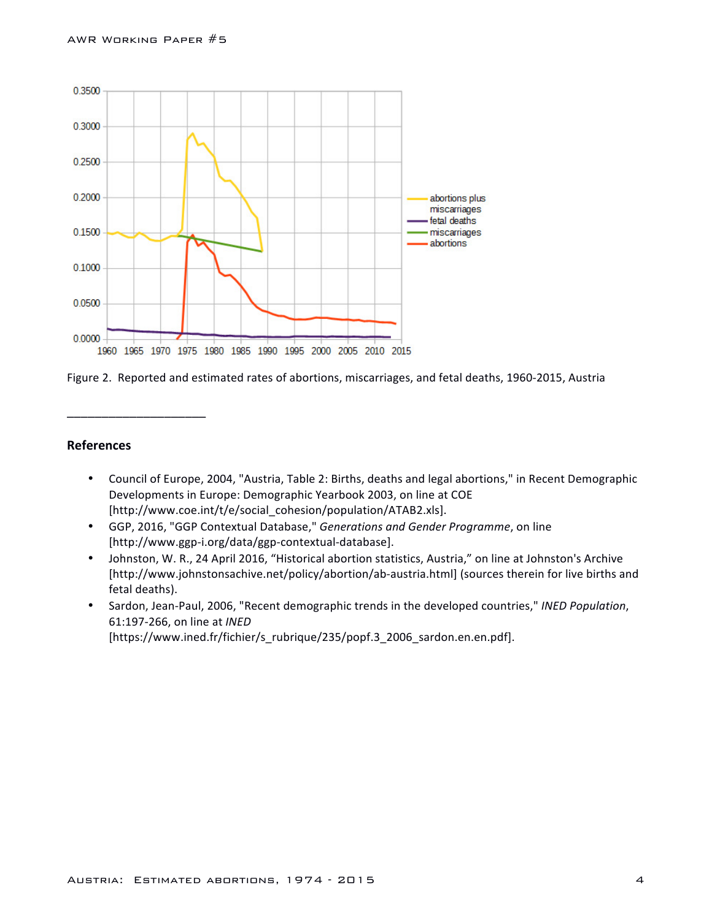0.3500
0.3000
0.2500
0.2000
0.1500
0.1000
0.0500
0.0000

1960 1965 1970 1975 1980 1985 1990 1995 2000 2005 2010 2015

abortions plus miscarriages
fetal deaths
miscarriages
abortions

Figure 2. Reported and estimated rates of abortions, miscarriages, and fetal deaths, 1960-2015, Austria

______________________

## References

- Council of Europe, 2004, "Austria, Table 2: Births, deaths and legal abortions," in Recent Demographic Developments in Europe: Demographic Yearbook 2003, on line at COE [http://www.coe.int/t/e/social_cohesion/population/ATAB2.xls].
- GGP, 2016, "GGP Contextual Database," *Generations and Gender Programme*, on line [http://www.ggp-i.org/data/ggp-contextual-database].
- Johnston, W. R., 24 April 2016, "Historical abortion statistics, Austria," on line at Johnston's Archive [http://www.johnstonsachive.net/policy/abortion/ab-austria.html] (sources therein for live births and fetal deaths).
- Sardon, Jean-Paul, 2006, "Recent demographic trends in the developed countries," *INED Population*, 61:197-266, on line at *INED* [https://www.ined.fr/fichier/s_rubrique/235/popf.3_2006_sardon.en.en.pdf].